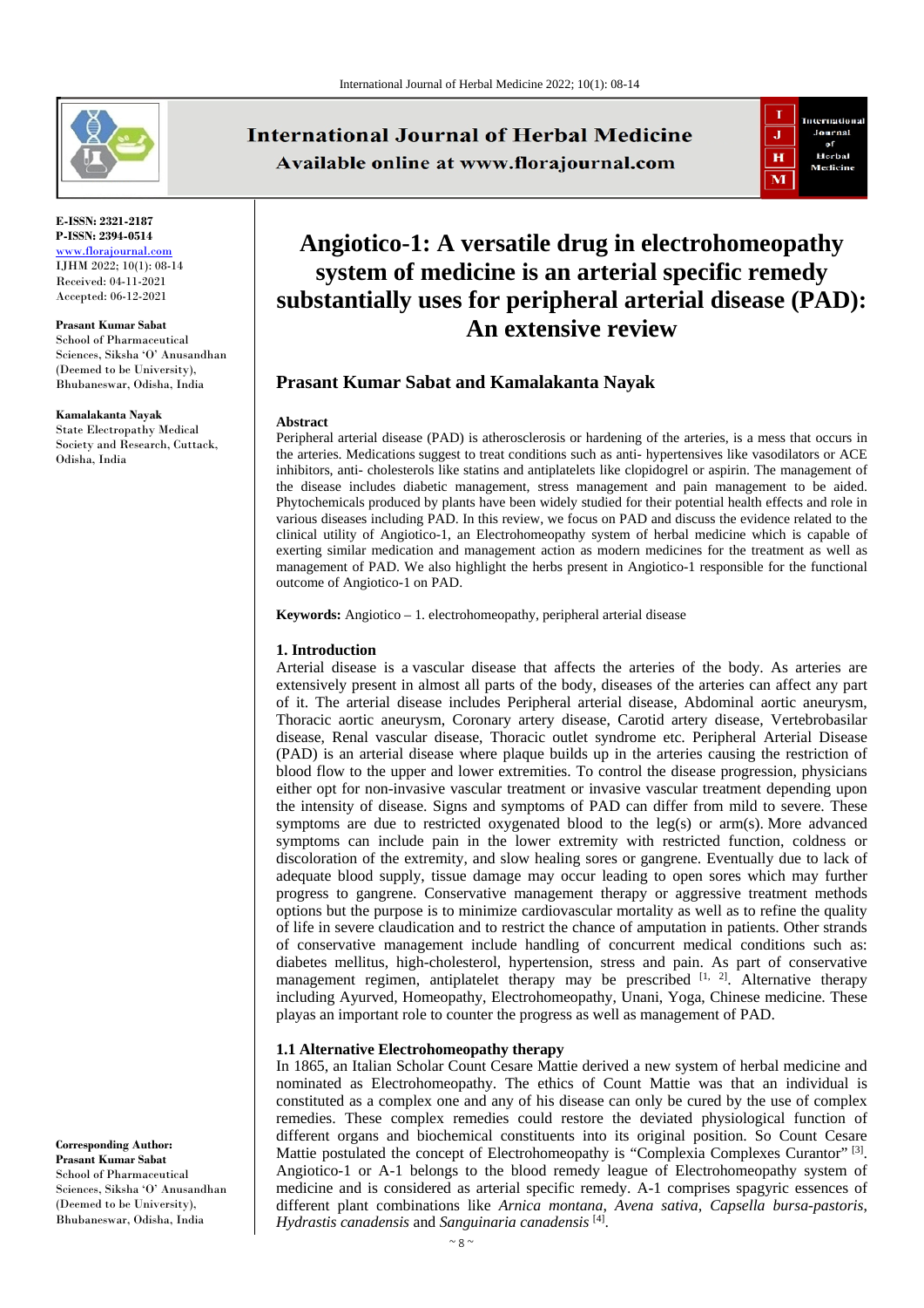E-ISSN: 2321-2187
P-ISSN: 2394-0514
www.florajournal.com
IJHM 2022; 10(1): 08-14
Received: 04-11-2021
Accepted: 06-12-2021

**Prasant Kumar Sabat**
School of Pharmaceutical Sciences, Siksha 'O' Anusandhan (Deemed to be University), Bhubaneswar, Odisha, India

**Kamalakanta Nayak**
State Electropathy Medical Society and Research, Cuttack, Odisha, India

**Corresponding Author:**
**Prasant Kumar Sabat**
School of Pharmaceutical Sciences, Siksha 'O' Anusandhan (Deemed to be University), Bhubaneswar, Odisha, India

# Angiotico-1: A versatile drug in electrohomeopathy system of medicine is an arterial specific remedy substantially uses for peripheral arterial disease (PAD): An extensive review

## Prasant Kumar Sabat and Kamalakanta Nayak

**Abstract**

Peripheral arterial disease (PAD) is atherosclerosis or hardening of the arteries, is a mess that occurs in the arteries. Medications suggest to treat conditions such as anti- hypertensives like vasodilators or ACE inhibitors, anti- cholesterols like statins and antiplatelets like clopidogrel or aspirin. The management of the disease includes diabetic management, stress management and pain management to be aided. Phytochemicals produced by plants have been widely studied for their potential health effects and role in various diseases including PAD. In this review, we focus on PAD and discuss the evidence related to the clinical utility of Angiotico-1, an Electrohomeopathy system of herbal medicine which is capable of exerting similar medication and management action as modern medicines for the treatment as well as management of PAD. We also highlight the herbs present in Angiotico-1 responsible for the functional outcome of Angiotico-1 on PAD.

**Keywords:** Angiotico – 1. electrohomeopathy, peripheral arterial disease

### 1. Introduction

Arterial disease is a vascular disease that affects the arteries of the body. As arteries are extensively present in almost all parts of the body, diseases of the arteries can affect any part of it. The arterial disease includes Peripheral arterial disease, Abdominal aortic aneurysm, Thoracic aortic aneurysm, Coronary artery disease, Carotid artery disease, Vertebrobasilar disease, Renal vascular disease, Thoracic outlet syndrome etc. Peripheral Arterial Disease (PAD) is an arterial disease where plaque builds up in the arteries causing the restriction of blood flow to the upper and lower extremities. To control the disease progression, physicians either opt for non-invasive vascular treatment or invasive vascular treatment depending upon the intensity of disease. Signs and symptoms of PAD can differ from mild to severe. These symptoms are due to restricted oxygenated blood to the leg(s) or arm(s). More advanced symptoms can include pain in the lower extremity with restricted function, coldness or discoloration of the extremity, and slow healing sores or gangrene. Eventually due to lack of adequate blood supply, tissue damage may occur leading to open sores which may further progress to gangrene. Conservative management therapy or aggressive treatment methods options but the purpose is to minimize cardiovascular mortality as well as to refine the quality of life in severe claudication and to restrict the chance of amputation in patients. Other strands of conservative management include handling of concurrent medical conditions such as: diabetes mellitus, high-cholesterol, hypertension, stress and pain. As part of conservative management regimen, antiplatelet therapy may be prescribed [1, 2]. Alternative therapy including Ayurved, Homeopathy, Electrohomeopathy, Unani, Yoga, Chinese medicine. These playas an important role to counter the progress as well as management of PAD.

### 1.1 Alternative Electrohomeopathy therapy

In 1865, an Italian Scholar Count Cesare Mattie derived a new system of herbal medicine and nominated as Electrohomeopathy. The ethics of Count Mattie was that an individual is constituted as a complex one and any of his disease can only be cured by the use of complex remedies. These complex remedies could restore the deviated physiological function of different organs and biochemical constituents into its original position. So Count Cesare Mattie postulated the concept of Electrohomeopathy is "Complexia Complexes Curantor" [3]. Angiotico-1 or A-1 belongs to the blood remedy league of Electrohomeopathy system of medicine and is considered as arterial specific remedy. A-1 comprises spagyric essences of different plant combinations like *Arnica montana*, *Avena sativa*, *Capsella bursa-pastoris*, *Hydrastis canadensis* and *Sanguinaria canadensis* [4].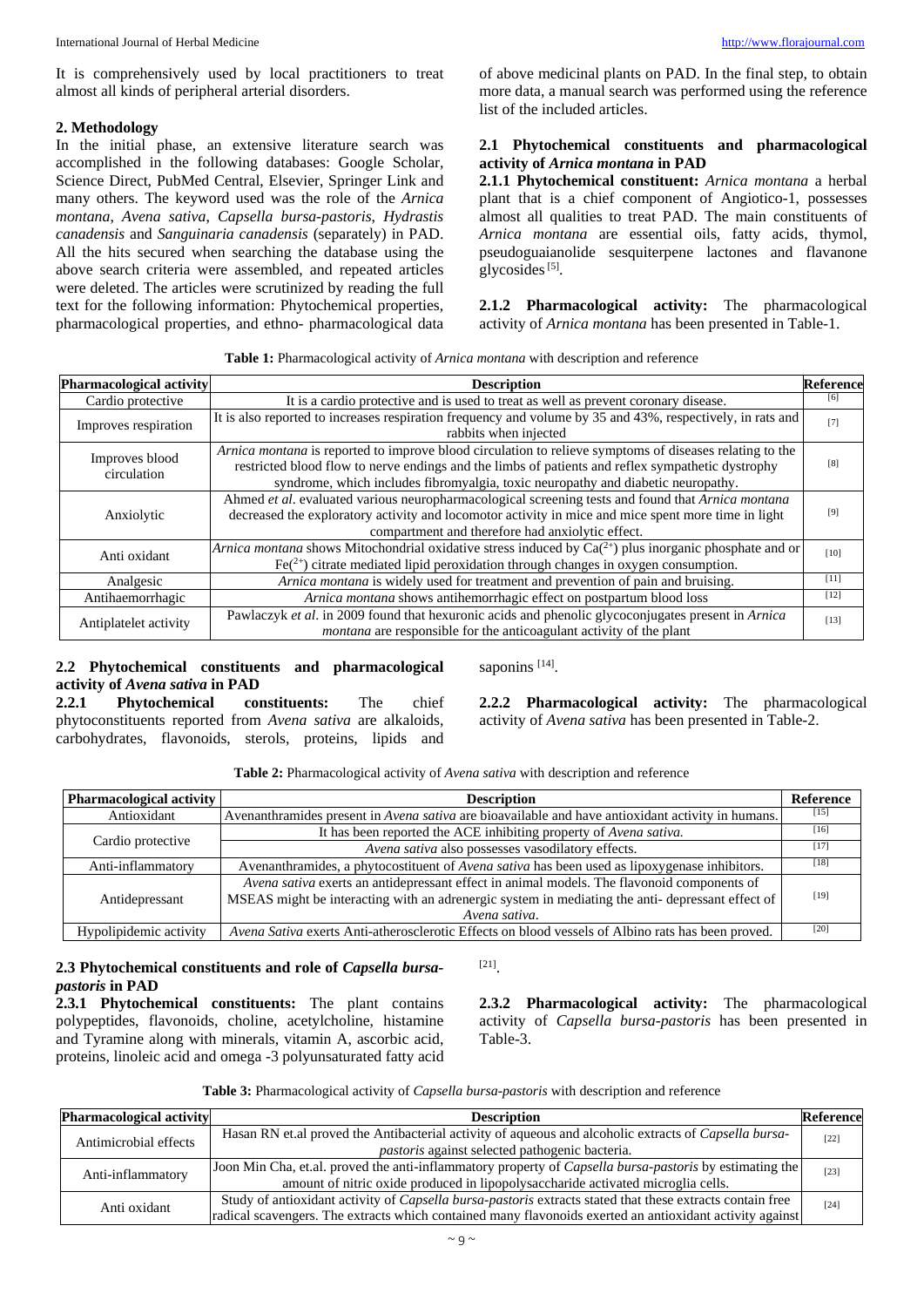It is comprehensively used by local practitioners to treat almost all kinds of peripheral arterial disorders.

## 2. Methodology

In the initial phase, an extensive literature search was accomplished in the following databases: Google Scholar, Science Direct, PubMed Central, Elsevier, Springer Link and many others. The keyword used was the role of the *Arnica montana*, *Avena sativa*, *Capsella bursa-pastoris*, *Hydrastis canadensis* and *Sanguinaria canadensis* (separately) in PAD. All the hits secured when searching the database using the above search criteria were assembled, and repeated articles were deleted. The articles were scrutinized by reading the full text for the following information: Phytochemical properties, pharmacological properties, and ethno- pharmacological data of above medicinal plants on PAD. In the final step, to obtain more data, a manual search was performed using the reference list of the included articles.

### 2.1 Phytochemical constituents and pharmacological activity of *Arnica montana* in PAD

**2.1.1 Phytochemical constituent:** *Arnica montana* a herbal plant that is a chief component of Angiotico-1, possesses almost all qualities to treat PAD. The main constituents of *Arnica montana* are essential oils, fatty acids, thymol, pseudoguaianolide sesquiterpene lactones and flavanone glycosides [5].

**2.1.2 Pharmacological activity:** The pharmacological activity of *Arnica montana* has been presented in Table-1.

**Table 1:** Pharmacological activity of *Arnica montana* with description and reference

| Pharmacological activity | Description | Reference |
|---|---|---|
| Cardio protective | It is a cardio protective and is used to treat as well as prevent coronary disease. | [6] |
| Improves respiration | It is also reported to increases respiration frequency and volume by 35 and 43%, respectively, in rats and rabbits when injected | [7] |
| Improves blood circulation | *Arnica montana* is reported to improve blood circulation to relieve symptoms of diseases relating to the restricted blood flow to nerve endings and the limbs of patients and reflex sympathetic dystrophy syndrome, which includes fibromyalgia, toxic neuropathy and diabetic neuropathy. | [8] |
| Anxiolytic | Ahmed *et al*. evaluated various neuropharmacological screening tests and found that *Arnica montana* decreased the exploratory activity and locomotor activity in mice and mice spent more time in light compartment and therefore had anxiolytic effect. | [9] |
| Anti oxidant | *Arnica montana* shows Mitochondrial oxidative stress induced by $Ca^{(2+)}$ plus inorganic phosphate and or $Fe^{(2+)}$ citrate mediated lipid peroxidation through changes in oxygen consumption. | [10] |
| Analgesic | *Arnica montana* is widely used for treatment and prevention of pain and bruising. | [11] |
| Antihaemorrhagic | *Arnica montana* shows antihemorrhagic effect on postpartum blood loss | [12] |
| Antiplatelet activity | Pawlaczyk *et al*. in 2009 found that hexuronic acids and phenolic glycoconjugates present in *Arnica montana* are responsible for the anticoagulant activity of the plant | [13] |

### 2.2 Phytochemical constituents and pharmacological activity of *Avena sativa* in PAD

**2.2.1 Phytochemical constituents:** The chief phytoconstituents reported from *Avena sativa* are alkaloids, carbohydrates, flavonoids, sterols, proteins, lipids and saponins [14].

**2.2.2 Pharmacological activity:** The pharmacological activity of *Avena sativa* has been presented in Table-2.

**Table 2:** Pharmacological activity of *Avena sativa* with description and reference

| Pharmacological activity | Description | Reference |
|---|---|---|
| Antioxidant | Avenanthramides present in *Avena sativa* are bioavailable and have antioxidant activity in humans. | [15] |
| Cardio protective | It has been reported the ACE inhibiting property of *Avena sativa.* | [16] |
| | *Avena sativa* also possesses vasodilatory effects. | [17] |
| Anti-inflammatory | Avenanthramides, a phytocostituent of *Avena sativa* has been used as lipoxygenase inhibitors. | [18] |
| Antidepressant | *Avena sativa* exerts an antidepressant effect in animal models. The flavonoid components of MSEAS might be interacting with an adrenergic system in mediating the anti- depressant effect of *Avena sativa*. | [19] |
| Hypolipidemic activity | *Avena Sativa* exerts Anti-atherosclerotic Effects on blood vessels of Albino rats has been proved. | [20] |

### 2.3 Phytochemical constituents and role of *Capsella bursa-pastoris* in PAD

**2.3.1 Phytochemical constituents:** The plant contains polypeptides, flavonoids, choline, acetylcholine, histamine and Tyramine along with minerals, vitamin A, ascorbic acid, proteins, linoleic acid and omega -3 polyunsaturated fatty acid [21].

**2.3.2 Pharmacological activity:** The pharmacological activity of *Capsella bursa-pastoris* has been presented in Table-3.

**Table 3:** Pharmacological activity of *Capsella bursa-pastoris* with description and reference

| Pharmacological activity | Description | Reference |
|---|---|---|
| Antimicrobial effects | Hasan RN et.al proved the Antibacterial activity of aqueous and alcoholic extracts of *Capsella bursa-pastoris* against selected pathogenic bacteria. | [22] |
| Anti-inflammatory | Joon Min Cha, et.al. proved the anti-inflammatory property of *Capsella bursa-pastoris* by estimating the amount of nitric oxide produced in lipopolysaccharide activated microglia cells. | [23] |
| Anti oxidant | Study of antioxidant activity of *Capsella bursa-pastoris* extracts stated that these extracts contain free radical scavengers. The extracts which contained many flavonoids exerted an antioxidant activity against | [24] |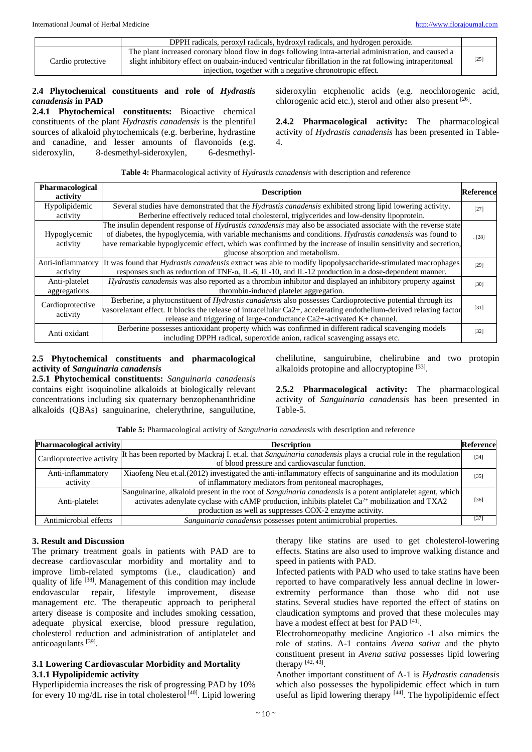| | DPPH radicals, peroxyl radicals, hydroxyl radicals, and hydrogen peroxide. | |
|---|---|---|
| Cardio protective | The plant increased coronary blood flow in dogs following intra-arterial administration, and caused a slight inhibitory effect on ouabain-induced ventricular fibrillation in the rat following intraperitoneal injection, together with a negative chronotropic effect. | [25] |

### 2.4 Phytochemical constituents and role of *Hydrastis canadensis* in PAD

**2.4.1 Phytochemical constituents:** Bioactive chemical constituents of the plant *Hydrastis canadensis* is the plentiful sources of alkaloid phytochemicals (e.g. berberine, hydrastine and canadine, and lesser amounts of flavonoids (e.g. sideroxylin, 8-desmethyl-sideroxylen, 6-desmethyl-sideroxylin etcphenolic acids (e.g. neochlorogenic acid, chlorogenic acid etc.), sterol and other also present [26].

**2.4.2 Pharmacological activity:** The pharmacological activity of *Hydrastis canadensis* has been presented in Table-4.

**Table 4:** Pharmacological activity of *Hydrastis canadensis* with description and reference

| Pharmacological activity | Description | Reference |
|---|---|---|
| Hypolipidemic activity | Several studies have demonstrated that the *Hydrastis canadensis* exhibited strong lipid lowering activity. Berberine effectively reduced total cholesterol, triglycerides and low-density lipoprotein. | [27] |
| Hypoglycemic activity | The insulin dependent response of *Hydrastis canadensis* may also be associated associate with the reverse state of diabetes, the hypoglycemia, with variable mechanisms and conditions. *Hydrastis canadensis* was found to have remarkable hypoglycemic effect, which was confirmed by the increase of insulin sensitivity and secretion, glucose absorption and metabolism. | . [28] |
| Anti-inflammatory activity | It was found that *Hydrastis canadensis* extract was able to modify lipopolysaccharide-stimulated macrophages responses such as reduction of TNF-α, IL-6, IL-10, and IL-12 production in a dose-dependent manner. | [29] |
| Anti-platelet aggregations | *Hydrastis canadensis* was also reported as a thrombin inhibitor and displayed an inhibitory property against thrombin-induced platelet aggregation. | [30] |
| Cardioprotective activity | Berberine, a phytocnstituent of *Hydrastis canadensis* also possesses Cardioprotective potential through its vasorelaxant effect. It blocks the release of intracellular Ca2+, accelerating endothelium-derived relaxing factor release and triggering of large-conductance Ca2+-activated K+ channel. | [31] |
| Anti oxidant | Berberine possesses antioxidant property which was confirmed in different radical scavenging models including DPPH radical, superoxide anion, radical scavenging assays etc. | [32] |

### 2.5 Phytochemical constituents and pharmacological activity of *Sanguinaria canadensis*

**2.5.1 Phytochemical constituents:** *Sanguinaria canadensis* contains eight isoquinoline alkaloids at biologically relevant concentrations including six quaternary benzophenanthridine alkaloids (QBAs) sanguinarine, chelerythrine, sanguilutine, chelilutine, sanguirubine, chelirubine and two protopin alkaloids protopine and allocryptopine [33].

**2.5.2 Pharmacological activity:** The pharmacological activity of *Sanguinaria canadensis* has been presented in Table-5.

**Table 5:** Pharmacological activity of *Sanguinaria canadensis* with description and reference

| Pharmacological activity | Description | Reference |
|---|---|---|
| Cardioprotective activity | It has been reported by Mackraj I. et.al. that *Sanguinaria canadensis* plays a crucial role in the regulation of blood pressure and cardiovascular function. | [34] |
| Anti-inflammatory activity | Xiaofeng Neu et.al.(2012) investigated the anti-inflammatory effects of sanguinarine and its modulation of inflammatory mediators from peritoneal macrophages, | [35] |
| Anti-platelet | Sanguinarine, alkaloid present in the root of *Sanguinaria canadensis* is a potent antiplatelet agent, which activates adenylate cyclase with cAMP production, inhibits platelet $Ca^{2+}$ mobilization and TXA2 production as well as suppresses COX-2 enzyme activity. | [36] |
| Antimicrobial effects | *Sanguinaria canadensis* possesses potent antimicrobial properties. | [37] |

## 3. Result and Discussion

The primary treatment goals in patients with PAD are to decrease cardiovascular morbidity and mortality and to improve limb-related symptoms (i.e., claudication) and quality of life [38]. Management of this condition may include endovascular repair, lifestyle improvement, disease management etc. The therapeutic approach to peripheral artery disease is composite and includes smoking cessation, adequate physical exercise, blood pressure regulation, cholesterol reduction and administration of antiplatelet and anticoagulants [39].

### 3.1 Lowering Cardiovascular Morbidity and Mortality

#### 3.1.1 Hypolipidemic activity

Hyperlipidemia increases the risk of progressing PAD by 10% for every 10 mg/dL rise in total cholesterol [40]. Lipid lowering therapy like statins are used to get cholesterol-lowering effects. Statins are also used to improve walking distance and speed in patients with PAD.

Infected patients with PAD who used to take statins have been reported to have comparatively less annual decline in lower-extremity performance than those who did not use statins. Several studies have reported the effect of statins on claudication symptoms and proved that these molecules may have a modest effect at best for PAD [41].

Electrohomeopathy medicine Angiotico -1 also mimics the role of statins. A-1 contains *Avena sativa* and the phyto constituent present in *Avena sativa* possesses lipid lowering therapy [42, 43].

Another important constituent of A-1 is *Hydrastis canadensis* which also possesses the hypolipidemic effect which in turn useful as lipid lowering therapy [44]. The hypolipidemic effect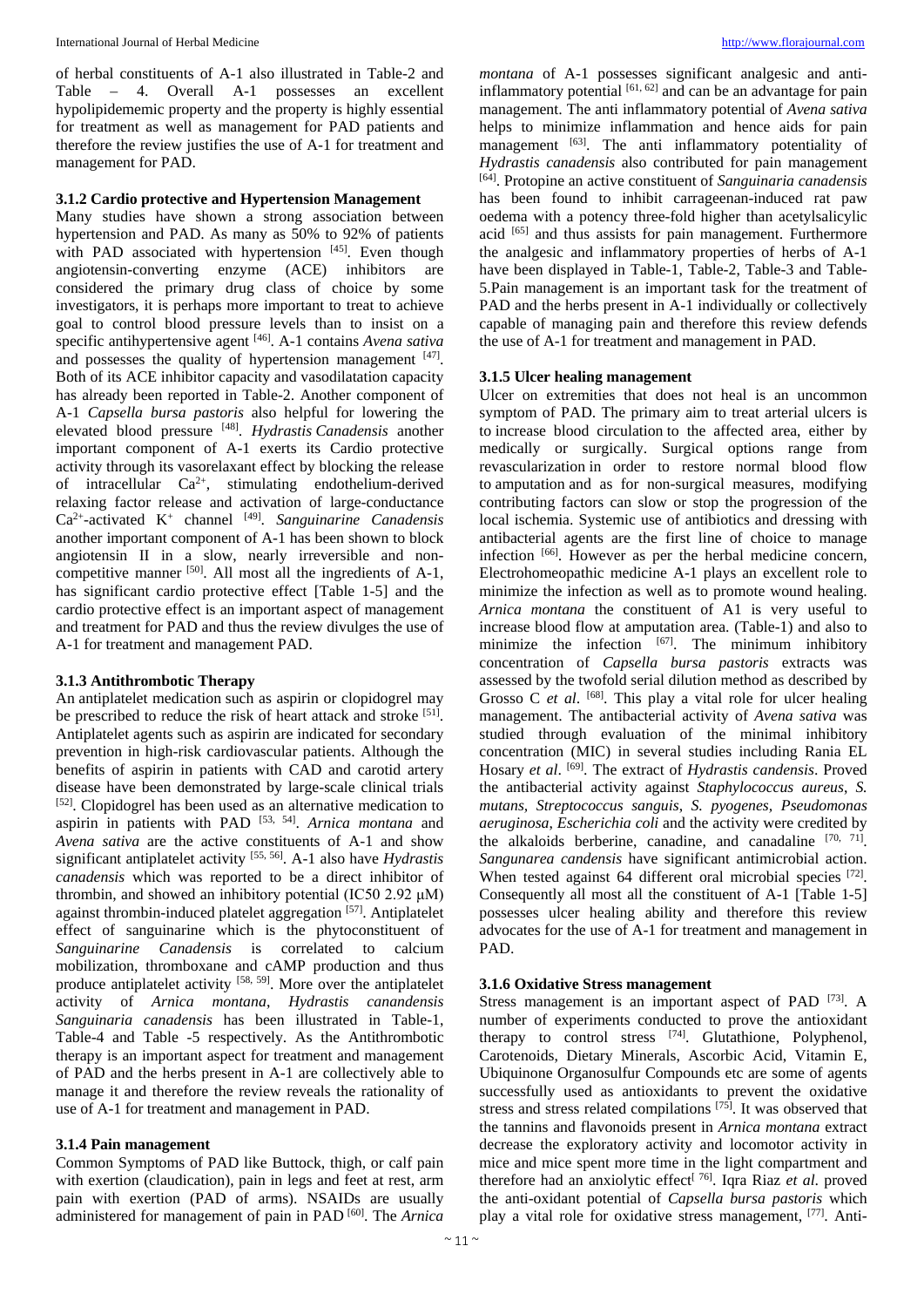of herbal constituents of A-1 also illustrated in Table-2 and Table – 4. Overall A-1 possesses an excellent hypolipidememic property and the property is highly essential for treatment as well as management for PAD patients and therefore the review justifies the use of A-1 for treatment and management for PAD.

### 3.1.2 Cardio protective and Hypertension Management

Many studies have shown a strong association between hypertension and PAD. As many as 50% to 92% of patients with PAD associated with hypertension [45]. Even though angiotensin-converting enzyme (ACE) inhibitors are considered the primary drug class of choice by some investigators, it is perhaps more important to treat to achieve goal to control blood pressure levels than to insist on a specific antihypertensive agent [46]. A-1 contains *Avena sativa* and possesses the quality of hypertension management [47]. Both of its ACE inhibitor capacity and vasodilatation capacity has already been reported in Table-2. Another component of A-1 *Capsella bursa pastoris* also helpful for lowering the elevated blood pressure [48]. *Hydrastis Canadensis* another important component of A-1 exerts its Cardio protective activity through its vasorelaxant effect by blocking the release of intracellular $Ca^{2+}$, stimulating endothelium-derived relaxing factor release and activation of large-conductance $Ca^{2+}$-activated $K^{+}$ channel [49]. *Sanguinarine Canadensis* another important component of A-1 has been shown to block angiotensin II in a slow, nearly irreversible and non-competitive manner [50]. All most all the ingredients of A-1, has significant cardio protective effect [Table 1-5] and the cardio protective effect is an important aspect of management and treatment for PAD and thus the review divulges the use of A-1 for treatment and management PAD.

### 3.1.3 Antithrombotic Therapy

An antiplatelet medication such as aspirin or clopidogrel may be prescribed to reduce the risk of heart attack and stroke [51]. Antiplatelet agents such as aspirin are indicated for secondary prevention in high-risk cardiovascular patients. Although the benefits of aspirin in patients with CAD and carotid artery disease have been demonstrated by large-scale clinical trials [52]. Clopidogrel has been used as an alternative medication to aspirin in patients with PAD [53, 54]. *Arnica montana* and *Avena sativa* are the active constituents of A-1 and show significant antiplatelet activity [55, 56]. A-1 also have *Hydrastis canadensis* which was reported to be a direct inhibitor of thrombin, and showed an inhibitory potential (IC50 2.92 μM) against thrombin-induced platelet aggregation [57]. Antiplatelet effect of sanguinarine which is the phytoconstituent of *Sanguinarine Canadensis* is correlated to calcium mobilization, thromboxane and cAMP production and thus produce antiplatelet activity [58, 59]. More over the antiplatelet activity of *Arnica montana*, *Hydrastis canandensis* *Sanguinaria canadensis* has been illustrated in Table-1, Table-4 and Table -5 respectively. As the Antithrombotic therapy is an important aspect for treatment and management of PAD and the herbs present in A-1 are collectively able to manage it and therefore the review reveals the rationality of use of A-1 for treatment and management in PAD.

### 3.1.4 Pain management

Common Symptoms of PAD like Buttock, thigh, or calf pain with exertion (claudication), pain in legs and feet at rest, arm pain with exertion (PAD of arms). NSAIDs are usually administered for management of pain in PAD [60]. The *Arnica montana* of A-1 possesses significant analgesic and anti-inflammatory potential [61, 62] and can be an advantage for pain management. The anti inflammatory potential of *Avena sativa* helps to minimize inflammation and hence aids for pain management [63]. The anti inflammatory potentiality of *Hydrastis canadensis* also contributed for pain management [64]. Protopine an active constituent of *Sanguinaria canadensis* has been found to inhibit carrageenan-induced rat paw oedema with a potency three-fold higher than acetylsalicylic acid [65] and thus assists for pain management. Furthermore the analgesic and inflammatory properties of herbs of A-1 have been displayed in Table-1, Table-2, Table-3 and Table-5.Pain management is an important task for the treatment of PAD and the herbs present in A-1 individually or collectively capable of managing pain and therefore this review defends the use of A-1 for treatment and management in PAD.

### 3.1.5 Ulcer healing management

Ulcer on extremities that does not heal is an uncommon symptom of PAD. The primary aim to treat arterial ulcers is to increase blood circulation to the affected area, either by medically or surgically. Surgical options range from revascularization in order to restore normal blood flow to amputation and as for non-surgical measures, modifying contributing factors can slow or stop the progression of the local ischemia. Systemic use of antibiotics and dressing with antibacterial agents are the first line of choice to manage infection [66]. However as per the herbal medicine concern, Electrohomeopathic medicine A-1 plays an excellent role to minimize the infection as well as to promote wound healing. *Arnica montana* the constituent of A1 is very useful to increase blood flow at amputation area. (Table-1) and also to minimize the infection [67]. The minimum inhibitory concentration of *Capsella bursa pastoris* extracts was assessed by the twofold serial dilution method as described by Grosso C *et al*. [68]. This play a vital role for ulcer healing management. The antibacterial activity of *Avena sativa* was studied through evaluation of the minimal inhibitory concentration (MIC) in several studies including Rania EL Hosary *et al*. [69]. The extract of *Hydrastis candensis*. Proved the antibacterial activity against *Staphylococcus aureus*, *S. mutans*, *Streptococcus sanguis*, *S. pyogenes*, *Pseudomonas aeruginosa*, *Escherichia coli* and the activity were credited by the alkaloids berberine, canadine, and canadaline [70, 71]. *Sangunarea candensis* have significant antimicrobial action. When tested against 64 different oral microbial species [72]. Consequently all most all the constituent of A-1 [Table 1-5] possesses ulcer healing ability and therefore this review advocates for the use of A-1 for treatment and management in PAD.

### 3.1.6 Oxidative Stress management

Stress management is an important aspect of PAD [73]. A number of experiments conducted to prove the antioxidant therapy to control stress [74]. Glutathione, Polyphenol, Carotenoids, Dietary Minerals, Ascorbic Acid, Vitamin E, Ubiquinone Organosulfur Compounds etc are some of agents successfully used as antioxidants to prevent the oxidative stress and stress related compilations [75]. It was observed that the tannins and flavonoids present in *Arnica montana* extract decrease the exploratory activity and locomotor activity in mice and mice spent more time in the light compartment and therefore had an anxiolytic effect[76]. Iqra Riaz *et al.* proved the anti-oxidant potential of *Capsella bursa pastoris* which play a vital role for oxidative stress management, [77]. Anti-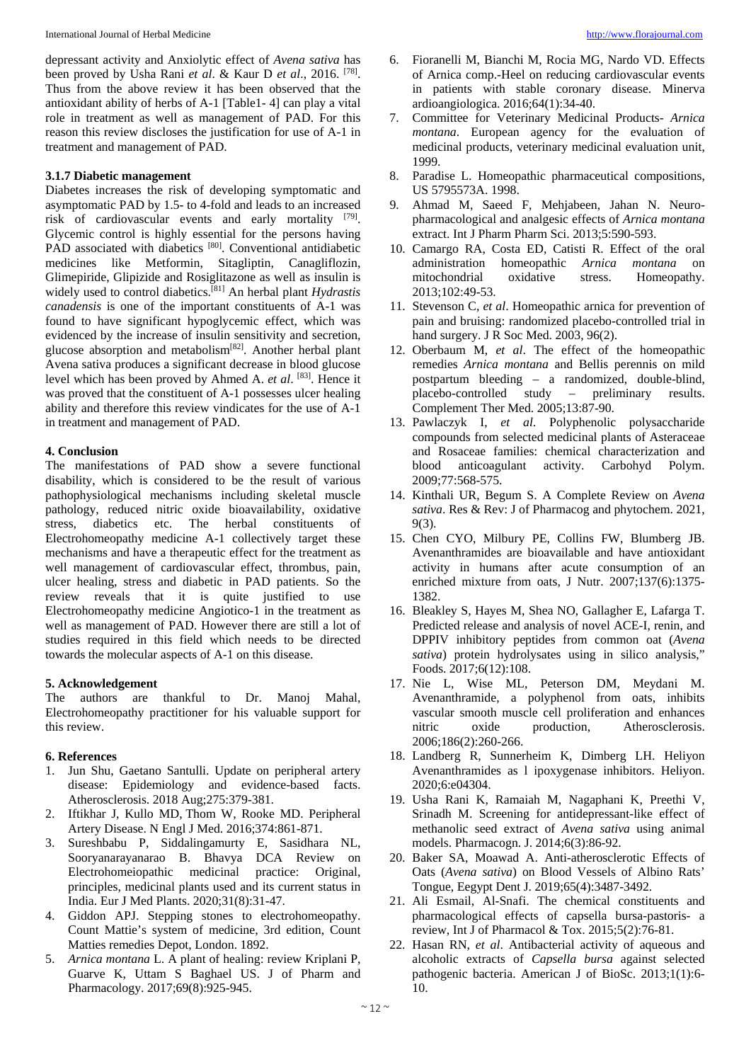depressant activity and Anxiolytic effect of *Avena sativa* has been proved by Usha Rani *et al*. & Kaur D *et al*., 2016. [78]. Thus from the above review it has been observed that the antioxidant ability of herbs of A-1 [Table1- 4] can play a vital role in treatment as well as management of PAD. For this reason this review discloses the justification for use of A-1 in treatment and management of PAD.

### 3.1.7 Diabetic management

Diabetes increases the risk of developing symptomatic and asymptomatic PAD by 1.5- to 4-fold and leads to an increased risk of cardiovascular events and early mortality [79]. Glycemic control is highly essential for the persons having PAD associated with diabetics [80]. Conventional antidiabetic medicines like Metformin, Sitagliptin, Canagliflozin, Glimepiride, Glipizide and Rosiglitazone as well as insulin is widely used to control diabetics.[81] An herbal plant *Hydrastis canadensis* is one of the important constituents of A-1 was found to have significant hypoglycemic effect, which was evidenced by the increase of insulin sensitivity and secretion, glucose absorption and metabolism[82]. Another herbal plant Avena sativa produces a significant decrease in blood glucose level which has been proved by Ahmed A. *et al*. [83]. Hence it was proved that the constituent of A-1 possesses ulcer healing ability and therefore this review vindicates for the use of A-1 in treatment and management of PAD.

## 4. Conclusion

The manifestations of PAD show a severe functional disability, which is considered to be the result of various pathophysiological mechanisms including skeletal muscle pathology, reduced nitric oxide bioavailability, oxidative stress, diabetics etc. The herbal constituents of Electrohomeopathy medicine A-1 collectively target these mechanisms and have a therapeutic effect for the treatment as well management of cardiovascular effect, thrombus, pain, ulcer healing, stress and diabetic in PAD patients. So the review reveals that it is quite justified to use Electrohomeopathy medicine Angiotico-1 in the treatment as well as management of PAD. However there are still a lot of studies required in this field which needs to be directed towards the molecular aspects of A-1 on this disease.

## 5. Acknowledgement

The authors are thankful to Dr. Manoj Mahal, Electrohomeopathy practitioner for his valuable support for this review.

## 6. References

1. Jun Shu, Gaetano Santulli. Update on peripheral artery disease: Epidemiology and evidence-based facts. Atherosclerosis. 2018 Aug;275:379-381.
2. Iftikhar J, Kullo MD, Thom W, Rooke MD. Peripheral Artery Disease. N Engl J Med. 2016;374:861-871.
3. Sureshbabu P, Siddalingamurty E, Sasidhara NL, Sooryanarayanarao B. Bhavya DCA Review on Electrohomeiopathic medicinal practice: Original, principles, medicinal plants used and its current status in India. Eur J Med Plants. 2020;31(8):31-47.
4. Giddon APJ. Stepping stones to electrohomeopathy. Count Mattie's system of medicine, 3rd edition, Count Matties remedies Depot, London. 1892.
5. *Arnica montana* L. A plant of healing: review Kriplani P, Guarve K, Uttam S Baghael US. J of Pharm and Pharmacology. 2017;69(8):925-945.
6. Fioranelli M, Bianchi M, Rocia MG, Nardo VD. Effects of Arnica comp.-Heel on reducing cardiovascular events in patients with stable coronary disease. Minerva ardioangiologica. 2016;64(1):34-40.
7. Committee for Veterinary Medicinal Products- *Arnica montana*. European agency for the evaluation of medicinal products, veterinary medicinal evaluation unit, 1999.
8. Paradise L. Homeopathic pharmaceutical compositions, US 5795573A. 1998.
9. Ahmad M, Saeed F, Mehjabeen, Jahan N. Neuro-pharmacological and analgesic effects of *Arnica montana* extract. Int J Pharm Pharm Sci. 2013;5:590-593.
10. Camargo RA, Costa ED, Catisti R. Effect of the oral administration homeopathic *Arnica montana* on mitochondrial oxidative stress. Homeopathy. 2013;102:49-53.
11. Stevenson C, *et al*. Homeopathic arnica for prevention of pain and bruising: randomized placebo-controlled trial in hand surgery. J R Soc Med. 2003, 96(2).
12. Oberbaum M, *et al*. The effect of the homeopathic remedies *Arnica montana* and Bellis perennis on mild postpartum bleeding – a randomized, double-blind, placebo-controlled study – preliminary results. Complement Ther Med. 2005;13:87-90.
13. Pawlaczyk I, *et al*. Polyphenolic polysaccharide compounds from selected medicinal plants of Asteraceae and Rosaceae families: chemical characterization and blood anticoagulant activity. Carbohyd Polym. 2009;77:568-575.
14. Kinthali UR, Begum S. A Complete Review on *Avena sativa*. Res & Rev: J of Pharmacog and phytochem. 2021, 9(3).
15. Chen CYO, Milbury PE, Collins FW, Blumberg JB. Avenanthramides are bioavailable and have antioxidant activity in humans after acute consumption of an enriched mixture from oats, J Nutr. 2007;137(6):1375-1382.
16. Bleakley S, Hayes M, Shea NO, Gallagher E, Lafarga T. Predicted release and analysis of novel ACE-I, renin, and DPPIV inhibitory peptides from common oat (*Avena sativa*) protein hydrolysates using in silico analysis," Foods. 2017;6(12):108.
17. Nie L, Wise ML, Peterson DM, Meydani M. Avenanthramide, a polyphenol from oats, inhibits vascular smooth muscle cell proliferation and enhances nitric oxide production, Atherosclerosis. 2006;186(2):260-266.
18. Landberg R, Sunnerheim K, Dimberg LH. Heliyon Avenanthramides as l ipoxygenase inhibitors. Heliyon. 2020;6:e04304.
19. Usha Rani K, Ramaiah M, Nagaphani K, Preethi V, Srinadh M. Screening for antidepressant-like effect of methanolic seed extract of *Avena sativa* using animal models. Pharmacogn. J. 2014;6(3):86-92.
20. Baker SA, Moawad A. Anti-atherosclerotic Effects of Oats (*Avena sativa*) on Blood Vessels of Albino Rats' Tongue, Eegypt Dent J. 2019;65(4):3487-3492.
21. Ali Esmail, Al-Snafi. The chemical constituents and pharmacological effects of capsella bursa-pastoris- a review, Int J of Pharmacol & Tox. 2015;5(2):76-81.
22. Hasan RN, *et al*. Antibacterial activity of aqueous and alcoholic extracts of *Capsella bursa* against selected pathogenic bacteria. American J of BioSc. 2013;1(1):6-10.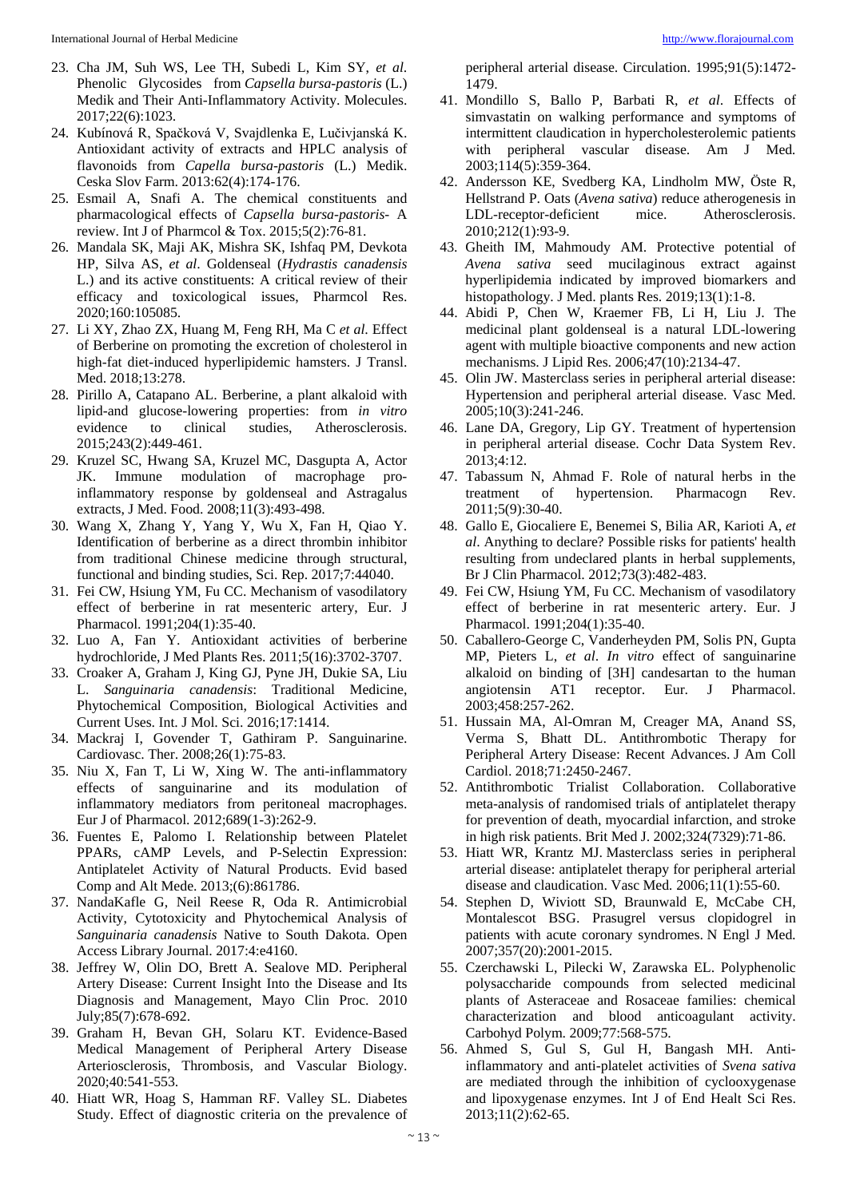23. Cha JM, Suh WS, Lee TH, Subedi L, Kim SY, *et al*. Phenolic Glycosides from *Capsella bursa-pastoris* (L.) Medik and Their Anti-Inflammatory Activity. Molecules. 2017;22(6):1023.
24. Kubínová R, Spačková V, Svajdlenka E, Lučivjanská K. Antioxidant activity of extracts and HPLC analysis of flavonoids from *Capella bursa-pastoris* (L.) Medik. Ceska Slov Farm. 2013:62(4):174-176.
25. Esmail A, Snafi A. The chemical constituents and pharmacological effects of *Capsella bursa-pastoris*- A review. Int J of Pharmcol & Tox. 2015;5(2):76-81.
26. Mandala SK, Maji AK, Mishra SK, Ishfaq PM, Devkota HP, Silva AS, *et al*. Goldenseal (*Hydrastis canadensis* L.) and its active constituents: A critical review of their efficacy and toxicological issues, Pharmcol Res. 2020;160:105085.
27. Li XY, Zhao ZX, Huang M, Feng RH, Ma C *et al*. Effect of Berberine on promoting the excretion of cholesterol in high-fat diet-induced hyperlipidemic hamsters. J Transl. Med. 2018;13:278.
28. Pirillo A, Catapano AL. Berberine, a plant alkaloid with lipid-and glucose-lowering properties: from *in vitro* evidence to clinical studies, Atherosclerosis. 2015;243(2):449-461.
29. Kruzel SC, Hwang SA, Kruzel MC, Dasgupta A, Actor JK. Immune modulation of macrophage pro-inflammatory response by goldenseal and Astragalus extracts, J Med. Food. 2008;11(3):493-498.
30. Wang X, Zhang Y, Yang Y, Wu X, Fan H, Qiao Y. Identification of berberine as a direct thrombin inhibitor from traditional Chinese medicine through structural, functional and binding studies, Sci. Rep. 2017;7:44040.
31. Fei CW, Hsiung YM, Fu CC. Mechanism of vasodilatory effect of berberine in rat mesenteric artery, Eur. J Pharmacol. 1991;204(1):35-40.
32. Luo A, Fan Y. Antioxidant activities of berberine hydrochloride, J Med Plants Res. 2011;5(16):3702-3707.
33. Croaker A, Graham J, King GJ, Pyne JH, Dukie SA, Liu L. *Sanguinaria canadensis*: Traditional Medicine, Phytochemical Composition, Biological Activities and Current Uses. Int. J Mol. Sci. 2016;17:1414.
34. Mackraj I, Govender T, Gathiram P. Sanguinarine. Cardiovasc. Ther. 2008;26(1):75-83.
35. Niu X, Fan T, Li W, Xing W. The anti-inflammatory effects of sanguinarine and its modulation of inflammatory mediators from peritoneal macrophages. Eur J of Pharmacol. 2012;689(1-3):262-9.
36. Fuentes E, Palomo I. Relationship between Platelet PPARs, cAMP Levels, and P-Selectin Expression: Antiplatelet Activity of Natural Products. Evid based Comp and Alt Mede. 2013;(6):861786.
37. NandaKafle G, Neil Reese R, Oda R. Antimicrobial Activity, Cytotoxicity and Phytochemical Analysis of *Sanguinaria canadensis* Native to South Dakota. Open Access Library Journal. 2017:4:e4160.
38. Jeffrey W, Olin DO, Brett A. Sealove MD. Peripheral Artery Disease: Current Insight Into the Disease and Its Diagnosis and Management, Mayo Clin Proc. 2010 July;85(7):678-692.
39. Graham H, Bevan GH, Solaru KT. Evidence-Based Medical Management of Peripheral Artery Disease Arteriosclerosis, Thrombosis, and Vascular Biology. 2020;40:541-553.
40. Hiatt WR, Hoag S, Hamman RF. Valley SL. Diabetes Study. Effect of diagnostic criteria on the prevalence of peripheral arterial disease. Circulation. 1995;91(5):1472-1479.
41. Mondillo S, Ballo P, Barbati R, *et al*. Effects of simvastatin on walking performance and symptoms of intermittent claudication in hypercholesterolemic patients with peripheral vascular disease. Am J Med. 2003;114(5):359-364.
42. Andersson KE, Svedberg KA, Lindholm MW, Öste R, Hellstrand P. Oats (*Avena sativa*) reduce atherogenesis in LDL-receptor-deficient mice. Atherosclerosis. 2010;212(1):93-9.
43. Gheith IM, Mahmoudy AM. Protective potential of *Avena sativa* seed mucilaginous extract against hyperlipidemia indicated by improved biomarkers and histopathology. J Med. plants Res. 2019;13(1):1-8.
44. Abidi P, Chen W, Kraemer FB, Li H, Liu J. The medicinal plant goldenseal is a natural LDL-lowering agent with multiple bioactive components and new action mechanisms. J Lipid Res. 2006;47(10):2134-47.
45. Olin JW. Masterclass series in peripheral arterial disease: Hypertension and peripheral arterial disease. Vasc Med. 2005;10(3):241-246.
46. Lane DA, Gregory, Lip GY. Treatment of hypertension in peripheral arterial disease. Cochr Data System Rev. 2013;4:12.
47. Tabassum N, Ahmad F. Role of natural herbs in the treatment of hypertension. Pharmacogn Rev. 2011;5(9):30-40.
48. Gallo E, Giocaliere E, Benemei S, Bilia AR, Karioti A, *et al*. Anything to declare? Possible risks for patients' health resulting from undeclared plants in herbal supplements, Br J Clin Pharmacol. 2012;73(3):482-483.
49. Fei CW, Hsiung YM, Fu CC. Mechanism of vasodilatory effect of berberine in rat mesenteric artery. Eur. J Pharmacol. 1991;204(1):35-40.
50. Caballero-George C, Vanderheyden PM, Solis PN, Gupta MP, Pieters L, *et al*. *In vitro* effect of sanguinarine alkaloid on binding of [3H] candesartan to the human angiotensin AT1 receptor. Eur. J Pharmacol. 2003;458:257-262.
51. Hussain MA, Al-Omran M, Creager MA, Anand SS, Verma S, Bhatt DL. Antithrombotic Therapy for Peripheral Artery Disease: Recent Advances. J Am Coll Cardiol. 2018;71:2450-2467.
52. Antithrombotic Trialist Collaboration. Collaborative meta-analysis of randomised trials of antiplatelet therapy for prevention of death, myocardial infarction, and stroke in high risk patients. Brit Med J. 2002;324(7329):71-86.
53. Hiatt WR, Krantz MJ. Masterclass series in peripheral arterial disease: antiplatelet therapy for peripheral arterial disease and claudication. Vasc Med. 2006;11(1):55-60.
54. Stephen D, Wiviott SD, Braunwald E, McCabe CH, Montalescot BSG. Prasugrel versus clopidogrel in patients with acute coronary syndromes. N Engl J Med. 2007;357(20):2001-2015.
55. Czerchawski L, Pilecki W, Zarawska EL. Polyphenolic polysaccharide compounds from selected medicinal plants of Asteraceae and Rosaceae families: chemical characterization and blood anticoagulant activity. Carbohyd Polym. 2009;77:568-575.
56. Ahmed S, Gul S, Gul H, Bangash MH. Anti-inflammatory and anti-platelet activities of *Svena sativa* are mediated through the inhibition of cyclooxygenase and lipoxygenase enzymes. Int J of End Healt Sci Res. 2013;11(2):62-65.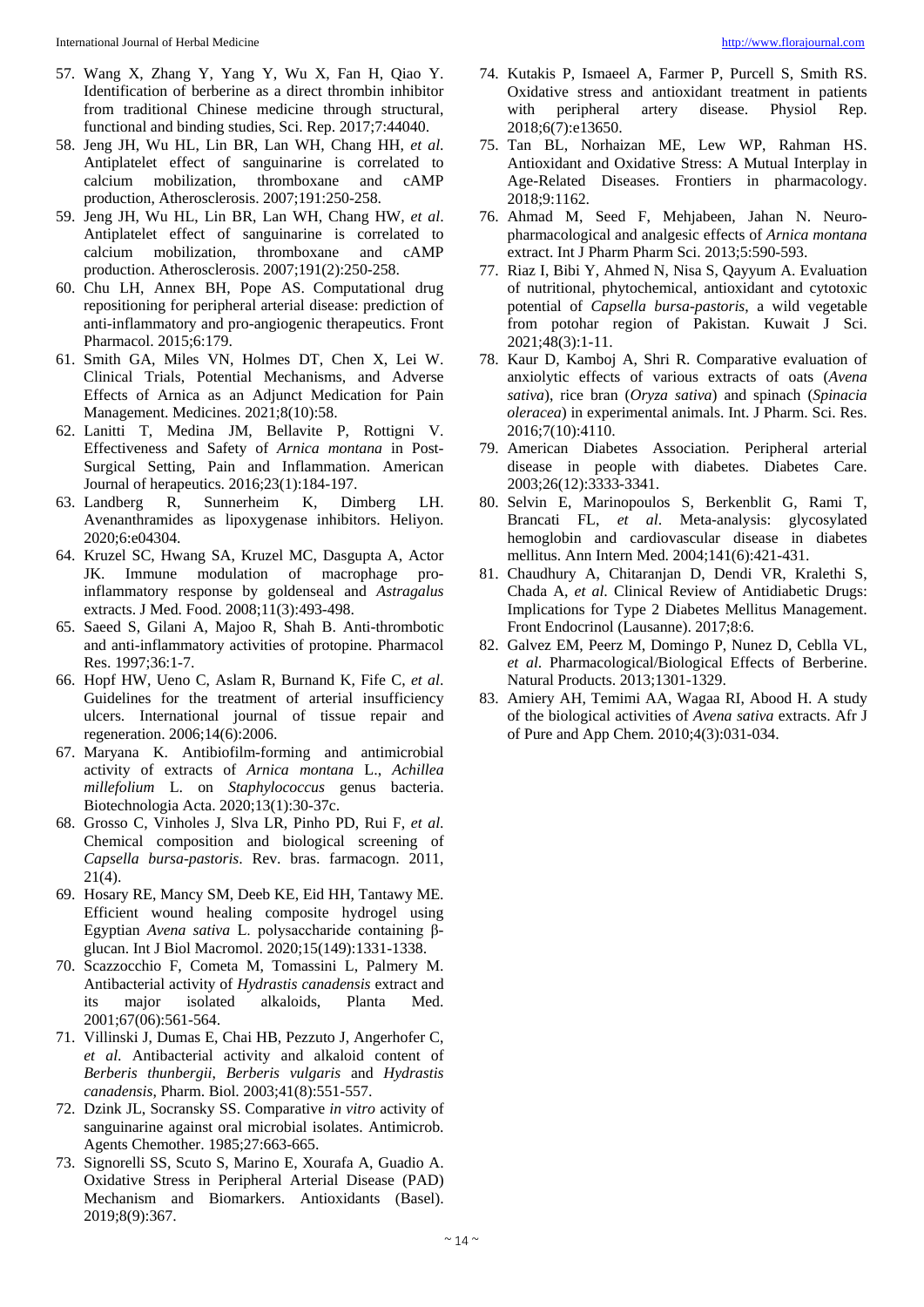57. Wang X, Zhang Y, Yang Y, Wu X, Fan H, Qiao Y. Identification of berberine as a direct thrombin inhibitor from traditional Chinese medicine through structural, functional and binding studies, Sci. Rep. 2017;7:44040.
58. Jeng JH, Wu HL, Lin BR, Lan WH, Chang HH, *et al*. Antiplatelet effect of sanguinarine is correlated to calcium mobilization, thromboxane and cAMP production, Atherosclerosis. 2007;191:250-258.
59. Jeng JH, Wu HL, Lin BR, Lan WH, Chang HW, *et al*. Antiplatelet effect of sanguinarine is correlated to calcium mobilization, thromboxane and cAMP production. Atherosclerosis. 2007;191(2):250-258.
60. Chu LH, Annex BH, Pope AS. Computational drug repositioning for peripheral arterial disease: prediction of anti-inflammatory and pro-angiogenic therapeutics. Front Pharmacol. 2015;6:179.
61. Smith GA, Miles VN, Holmes DT, Chen X, Lei W. Clinical Trials, Potential Mechanisms, and Adverse Effects of Arnica as an Adjunct Medication for Pain Management. Medicines. 2021;8(10):58.
62. Lanitti T, Medina JM, Bellavite P, Rottigni V. Effectiveness and Safety of *Arnica montana* in Post-Surgical Setting, Pain and Inflammation. American Journal of herapeutics. 2016;23(1):184-197.
63. Landberg R, Sunnerheim K, Dimberg LH. Avenanthramides as lipoxygenase inhibitors. Heliyon. 2020;6:e04304.
64. Kruzel SC, Hwang SA, Kruzel MC, Dasgupta A, Actor JK. Immune modulation of macrophage pro-inflammatory response by goldenseal and *Astragalus* extracts. J Med. Food. 2008;11(3):493-498.
65. Saeed S, Gilani A, Majoo R, Shah B. Anti-thrombotic and anti-inflammatory activities of protopine. Pharmacol Res. 1997;36:1-7.
66. Hopf HW, Ueno C, Aslam R, Burnand K, Fife C, *et al*. Guidelines for the treatment of arterial insufficiency ulcers. International journal of tissue repair and regeneration. 2006;14(6):2006.
67. Maryana K. Antibiofilm-forming and antimicrobial activity of extracts of *Arnica montana* L., *Achillea millefolium* L. on *Staphylococcus* genus bacteria. Biotechnologia Acta. 2020;13(1):30-37c.
68. Grosso C, Vinholes J, Slva LR, Pinho PD, Rui F, *et al.* Chemical composition and biological screening of *Capsella bursa-pastoris*. Rev. bras. farmacogn. 2011, 21(4).
69. Hosary RE, Mancy SM, Deeb KE, Eid HH, Tantawy ME. Efficient wound healing composite hydrogel using Egyptian *Avena sativa* L. polysaccharide containing β-glucan. Int J Biol Macromol. 2020;15(149):1331-1338.
70. Scazzocchio F, Cometa M, Tomassini L, Palmery M. Antibacterial activity of *Hydrastis canadensis* extract and its major isolated alkaloids, Planta Med. 2001;67(06):561-564.
71. Villinski J, Dumas E, Chai HB, Pezzuto J, Angerhofer C, *et al.* Antibacterial activity and alkaloid content of *Berberis thunbergii*, *Berberis vulgaris* and *Hydrastis canadensis*, Pharm. Biol. 2003;41(8):551-557.
72. Dzink JL, Socransky SS. Comparative *in vitro* activity of sanguinarine against oral microbial isolates. Antimicrob. Agents Chemother. 1985;27:663-665.
73. Signorelli SS, Scuto S, Marino E, Xourafa A, Guadio A. Oxidative Stress in Peripheral Arterial Disease (PAD) Mechanism and Biomarkers. Antioxidants (Basel). 2019;8(9):367.
74. Kutakis P, Ismaeel A, Farmer P, Purcell S, Smith RS. Oxidative stress and antioxidant treatment in patients with peripheral artery disease. Physiol Rep. 2018;6(7):e13650.
75. Tan BL, Norhaizan ME, Lew WP, Rahman HS. Antioxidant and Oxidative Stress: A Mutual Interplay in Age-Related Diseases. Frontiers in pharmacology. 2018;9:1162.
76. Ahmad M, Seed F, Mehjabeen, Jahan N. Neuro-pharmacological and analgesic effects of *Arnica montana* extract. Int J Pharm Pharm Sci. 2013;5:590-593.
77. Riaz I, Bibi Y, Ahmed N, Nisa S, Qayyum A. Evaluation of nutritional, phytochemical, antioxidant and cytotoxic potential of *Capsella bursa-pastoris*, a wild vegetable from potohar region of Pakistan. Kuwait J Sci. 2021;48(3):1-11.
78. Kaur D, Kamboj A, Shri R. Comparative evaluation of anxiolytic effects of various extracts of oats (*Avena sativa*), rice bran (*Oryza sativa*) and spinach (*Spinacia oleracea*) in experimental animals. Int. J Pharm. Sci. Res. 2016;7(10):4110.
79. American Diabetes Association. Peripheral arterial disease in people with diabetes. Diabetes Care. 2003;26(12):3333-3341.
80. Selvin E, Marinopoulos S, Berkenblit G, Rami T, Brancati FL, *et al*. Meta-analysis: glycosylated hemoglobin and cardiovascular disease in diabetes mellitus. Ann Intern Med. 2004;141(6):421-431.
81. Chaudhury A, Chitaranjan D, Dendi VR, Kralethi S, Chada A, *et al*. Clinical Review of Antidiabetic Drugs: Implications for Type 2 Diabetes Mellitus Management. Front Endocrinol (Lausanne). 2017;8:6.
82. Galvez EM, Peerz M, Domingo P, Nunez D, Ceblla VL, *et al.* Pharmacological/Biological Effects of Berberine. Natural Products. 2013;1301-1329.
83. Amiery AH, Temimi AA, Wagaa RI, Abood H. A study of the biological activities of *Avena sativa* extracts. Afr J of Pure and App Chem. 2010;4(3):031-034.